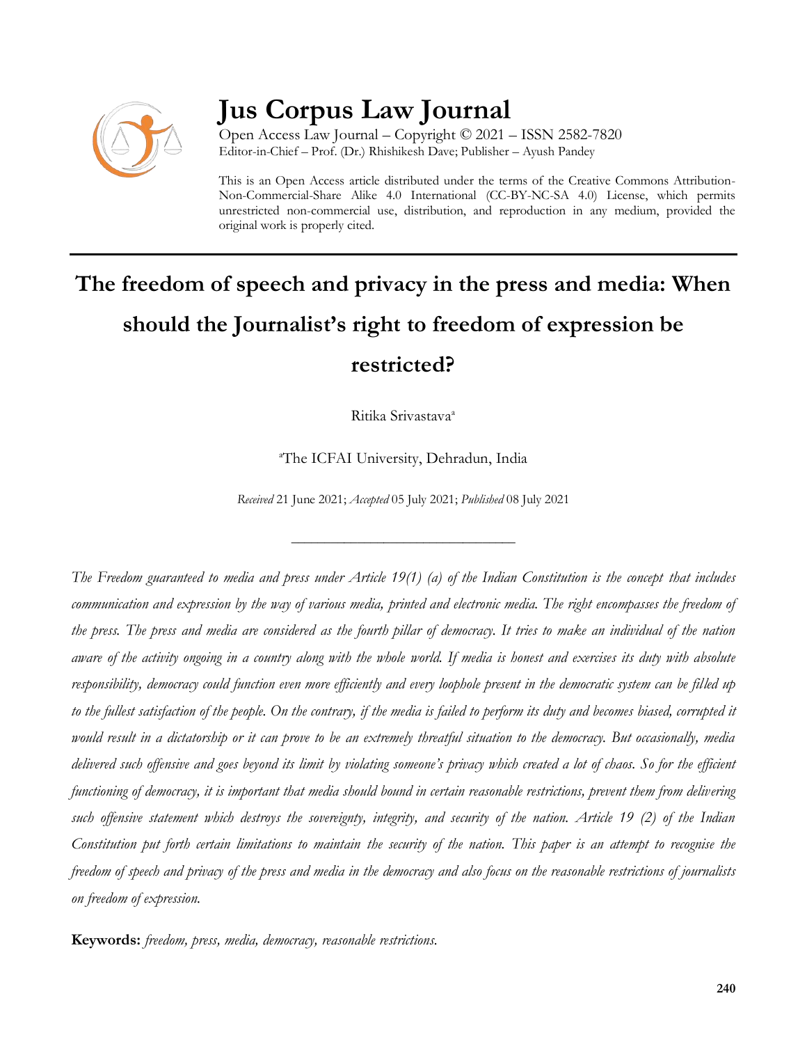# Jus Corpus Law Journal

Open Access Law Journal – Copyright © 2021 – ISSN 2582-7820
Editor-in-Chief – Prof. (Dr.) Rhishikesh Dave; Publisher – Ayush Pandey

This is an Open Access article distributed under the terms of the Creative Commons Attribution-Non-Commercial-Share Alike 4.0 International (CC-BY-NC-SA 4.0) License, which permits unrestricted non-commercial use, distribution, and reproduction in any medium, provided the original work is properly cited.

---

## The freedom of speech and privacy in the press and media: When should the Journalist's right to freedom of expression be restricted?

Ritika Srivastava[a]

[a]The ICFAI University, Dehradun, India

*Received* 21 June 2021; *Accepted* 05 July 2021; *Published* 08 July 2021

---

*The Freedom guaranteed to media and press under Article 19(1) (a) of the Indian Constitution is the concept that includes communication and expression by the way of various media, printed and electronic media. The right encompasses the freedom of the press. The press and media are considered as the fourth pillar of democracy. It tries to make an individual of the nation aware of the activity ongoing in a country along with the whole world. If media is honest and exercises its duty with absolute responsibility, democracy could function even more efficiently and every loophole present in the democratic system can be filled up to the fullest satisfaction of the people. On the contrary, if the media is failed to perform its duty and becomes biased, corrupted it would result in a dictatorship or it can prove to be an extremely threatful situation to the democracy. But occasionally, media delivered such offensive and goes beyond its limit by violating someone's privacy which created a lot of chaos. So for the efficient functioning of democracy, it is important that media should bound in certain reasonable restrictions, prevent them from delivering such offensive statement which destroys the sovereignty, integrity, and security of the nation. Article 19 (2) of the Indian Constitution put forth certain limitations to maintain the security of the nation. This paper is an attempt to recognise the freedom of speech and privacy of the press and media in the democracy and also focus on the reasonable restrictions of journalists on freedom of expression.*

**Keywords:** *freedom, press, media, democracy, reasonable restrictions.*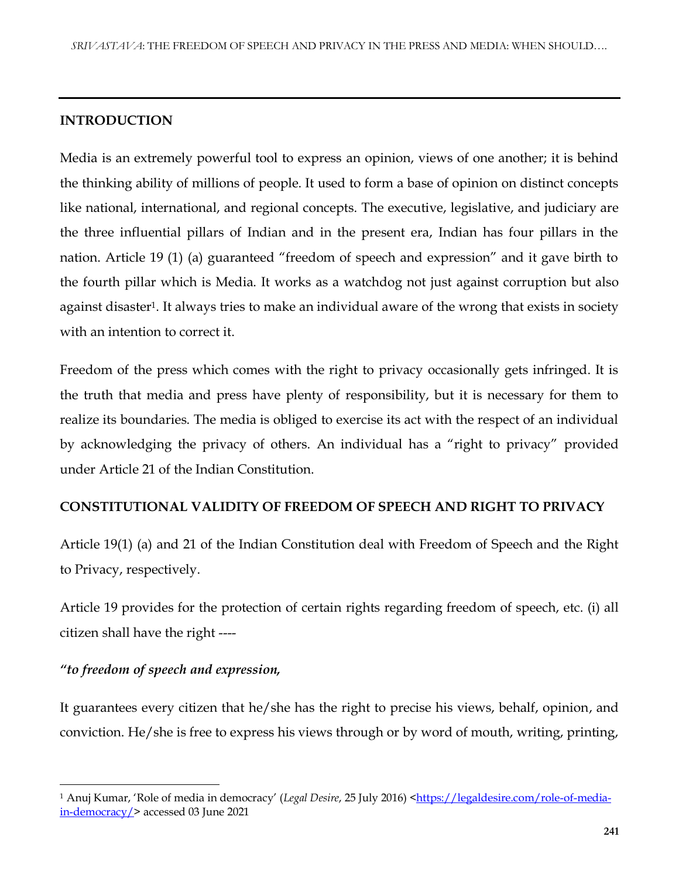## INTRODUCTION

Media is an extremely powerful tool to express an opinion, views of one another; it is behind the thinking ability of millions of people. It used to form a base of opinion on distinct concepts like national, international, and regional concepts. The executive, legislative, and judiciary are the three influential pillars of Indian and in the present era, Indian has four pillars in the nation. Article 19 (1) (a) guaranteed "freedom of speech and expression" and it gave birth to the fourth pillar which is Media. It works as a watchdog not just against corruption but also against disaster[1]. It always tries to make an individual aware of the wrong that exists in society with an intention to correct it.

Freedom of the press which comes with the right to privacy occasionally gets infringed. It is the truth that media and press have plenty of responsibility, but it is necessary for them to realize its boundaries. The media is obliged to exercise its act with the respect of an individual by acknowledging the privacy of others. An individual has a "right to privacy" provided under Article 21 of the Indian Constitution.

## CONSTITUTIONAL VALIDITY OF FREEDOM OF SPEECH AND RIGHT TO PRIVACY

Article 19(1) (a) and 21 of the Indian Constitution deal with Freedom of Speech and the Right to Privacy, respectively.

Article 19 provides for the protection of certain rights regarding freedom of speech, etc. (i) all citizen shall have the right ----

***"to freedom of speech and expression,***

It guarantees every citizen that he/she has the right to precise his views, behalf, opinion, and conviction. He/she is free to express his views through or by word of mouth, writing, printing,

---

[1] Anuj Kumar, 'Role of media in democracy' (*Legal Desire*, 25 July 2016) <https://legaldesire.com/role-of-media-in-democracy/> accessed 03 June 2021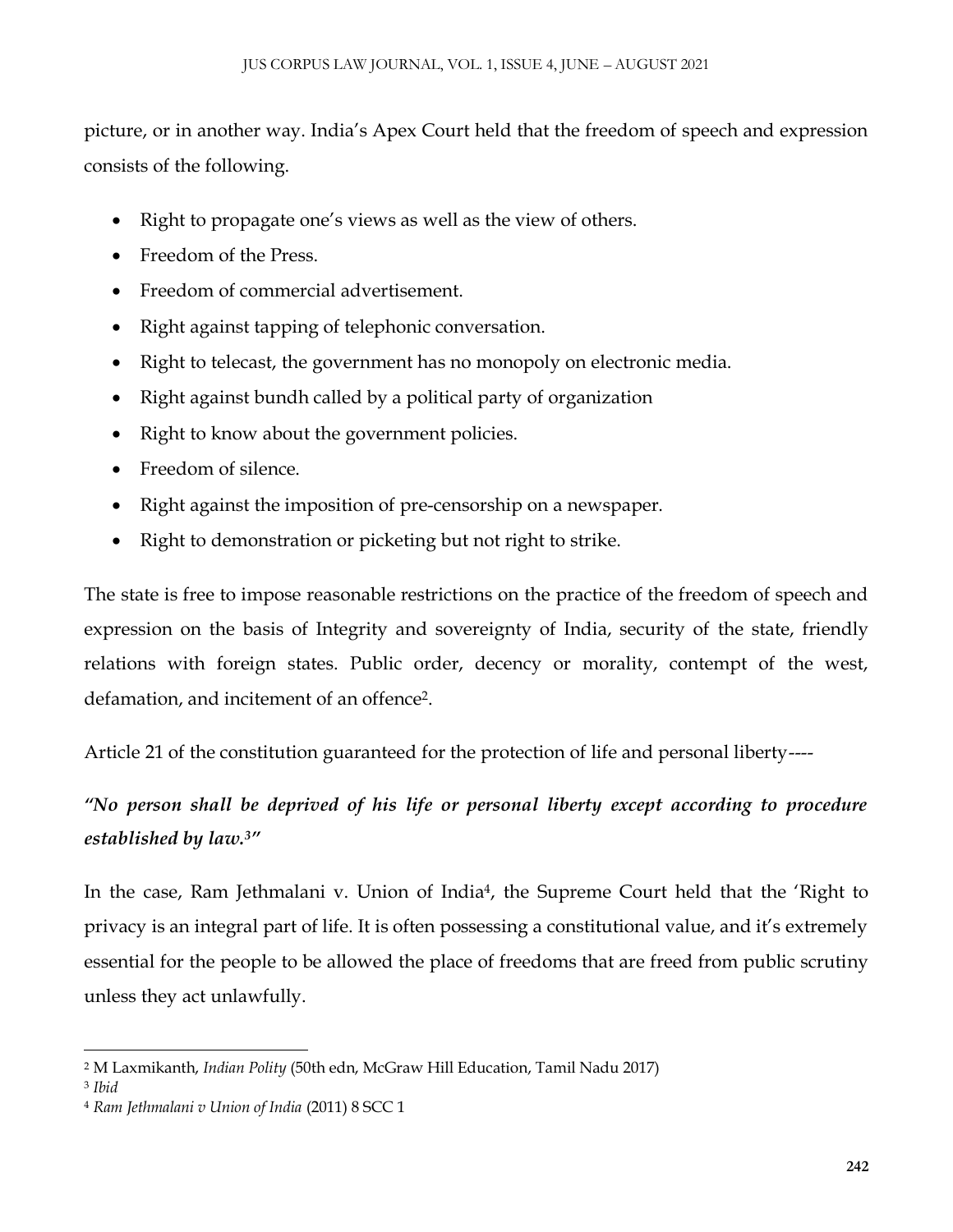picture, or in another way. India's Apex Court held that the freedom of speech and expression consists of the following.

- Right to propagate one's views as well as the view of others.
- Freedom of the Press.
- Freedom of commercial advertisement.
- Right against tapping of telephonic conversation.
- Right to telecast, the government has no monopoly on electronic media.
- Right against bundh called by a political party of organization
- Right to know about the government policies.
- Freedom of silence.
- Right against the imposition of pre-censorship on a newspaper.
- Right to demonstration or picketing but not right to strike.

The state is free to impose reasonable restrictions on the practice of the freedom of speech and expression on the basis of Integrity and sovereignty of India, security of the state, friendly relations with foreign states. Public order, decency or morality, contempt of the west, defamation, and incitement of an offence[2].

Article 21 of the constitution guaranteed for the protection of life and personal liberty----

***"No person shall be deprived of his life or personal liberty except according to procedure established by law.[3]"***

In the case, Ram Jethmalani v. Union of India[4], the Supreme Court held that the 'Right to privacy is an integral part of life. It is often possessing a constitutional value, and it's extremely essential for the people to be allowed the place of freedoms that are freed from public scrutiny unless they act unlawfully.

---

[2] M Laxmikanth, *Indian Polity* (50th edn, McGraw Hill Education, Tamil Nadu 2017)

[3] *Ibid*

[4] *Ram Jethmalani v Union of India* (2011) 8 SCC 1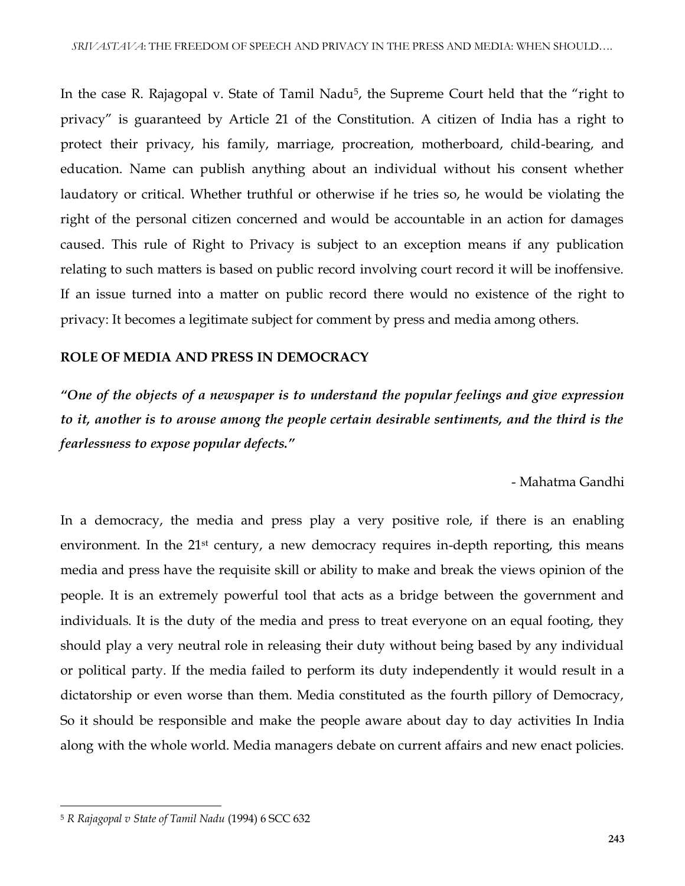In the case R. Rajagopal v. State of Tamil Nadu[5], the Supreme Court held that the "right to privacy" is guaranteed by Article 21 of the Constitution. A citizen of India has a right to protect their privacy, his family, marriage, procreation, motherboard, child-bearing, and education. Name can publish anything about an individual without his consent whether laudatory or critical. Whether truthful or otherwise if he tries so, he would be violating the right of the personal citizen concerned and would be accountable in an action for damages caused. This rule of Right to Privacy is subject to an exception means if any publication relating to such matters is based on public record involving court record it will be inoffensive. If an issue turned into a matter on public record there would no existence of the right to privacy: It becomes a legitimate subject for comment by press and media among others.

## ROLE OF MEDIA AND PRESS IN DEMOCRACY

***"One of the objects of a newspaper is to understand the popular feelings and give expression to it, another is to arouse among the people certain desirable sentiments, and the third is the fearlessness to expose popular defects."***

- Mahatma Gandhi

In a democracy, the media and press play a very positive role, if there is an enabling environment. In the 21st century, a new democracy requires in-depth reporting, this means media and press have the requisite skill or ability to make and break the views opinion of the people. It is an extremely powerful tool that acts as a bridge between the government and individuals. It is the duty of the media and press to treat everyone on an equal footing, they should play a very neutral role in releasing their duty without being based by any individual or political party. If the media failed to perform its duty independently it would result in a dictatorship or even worse than them. Media constituted as the fourth pillory of Democracy, So it should be responsible and make the people aware about day to day activities In India along with the whole world. Media managers debate on current affairs and new enact policies.

---

[5] *R Rajagopal v State of Tamil Nadu* (1994) 6 SCC 632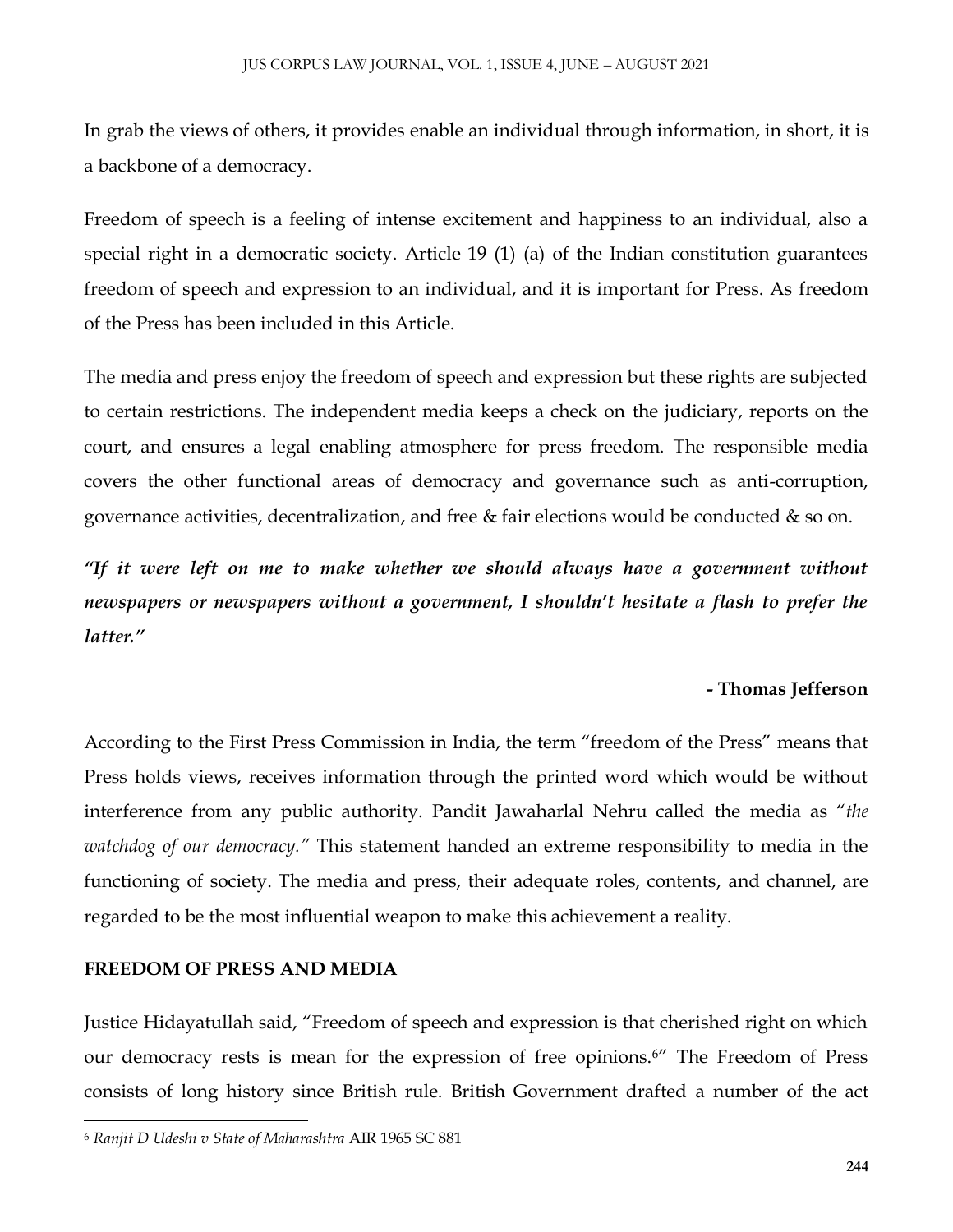In grab the views of others, it provides enable an individual through information, in short, it is a backbone of a democracy.

Freedom of speech is a feeling of intense excitement and happiness to an individual, also a special right in a democratic society. Article 19 (1) (a) of the Indian constitution guarantees freedom of speech and expression to an individual, and it is important for Press. As freedom of the Press has been included in this Article.

The media and press enjoy the freedom of speech and expression but these rights are subjected to certain restrictions. The independent media keeps a check on the judiciary, reports on the court, and ensures a legal enabling atmosphere for press freedom. The responsible media covers the other functional areas of democracy and governance such as anti-corruption, governance activities, decentralization, and free & fair elections would be conducted & so on.

***"If it were left on me to make whether we should always have a government without newspapers or newspapers without a government, I shouldn't hesitate a flash to prefer the latter."***

**- Thomas Jefferson**

According to the First Press Commission in India, the term "freedom of the Press" means that Press holds views, receives information through the printed word which would be without interference from any public authority. Pandit Jawaharlal Nehru called the media as "*the watchdog of our democracy.*" This statement handed an extreme responsibility to media in the functioning of society. The media and press, their adequate roles, contents, and channel, are regarded to be the most influential weapon to make this achievement a reality.

**FREEDOM OF PRESS AND MEDIA**

Justice Hidayatullah said, "Freedom of speech and expression is that cherished right on which our democracy rests is mean for the expression of free opinions.[6]" The Freedom of Press consists of long history since British rule. British Government drafted a number of the act

---

[6] *Ranjit D Udeshi v State of Maharashtra* AIR 1965 SC 881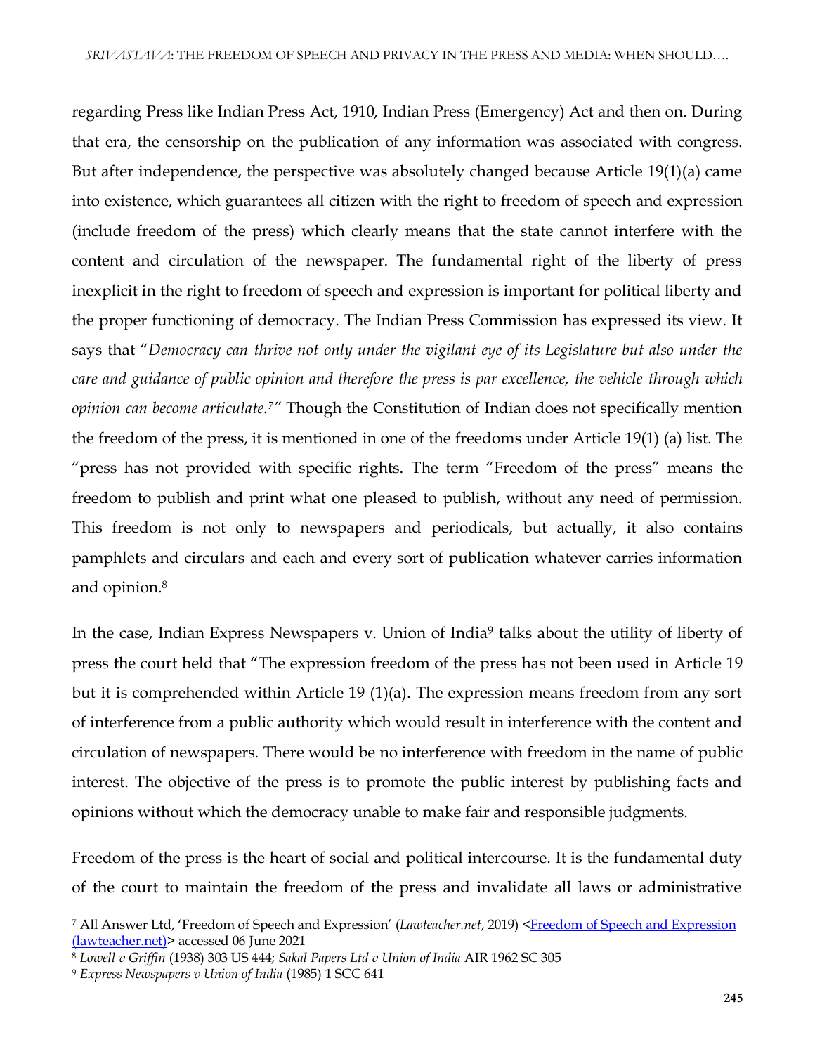regarding Press like Indian Press Act, 1910, Indian Press (Emergency) Act and then on. During that era, the censorship on the publication of any information was associated with congress. But after independence, the perspective was absolutely changed because Article 19(1)(a) came into existence, which guarantees all citizen with the right to freedom of speech and expression (include freedom of the press) which clearly means that the state cannot interfere with the content and circulation of the newspaper. The fundamental right of the liberty of press inexplicit in the right to freedom of speech and expression is important for political liberty and the proper functioning of democracy. The Indian Press Commission has expressed its view. It says that "*Democracy can thrive not only under the vigilant eye of its Legislature but also under the care and guidance of public opinion and therefore the press is par excellence, the vehicle through which opinion can become articulate.*[7]" Though the Constitution of Indian does not specifically mention the freedom of the press, it is mentioned in one of the freedoms under Article 19(1) (a) list. The "press has not provided with specific rights. The term "Freedom of the press" means the freedom to publish and print what one pleased to publish, without any need of permission. This freedom is not only to newspapers and periodicals, but actually, it also contains pamphlets and circulars and each and every sort of publication whatever carries information and opinion.[8]

In the case, Indian Express Newspapers v. Union of India[9] talks about the utility of liberty of press the court held that "The expression freedom of the press has not been used in Article 19 but it is comprehended within Article 19 (1)(a). The expression means freedom from any sort of interference from a public authority which would result in interference with the content and circulation of newspapers. There would be no interference with freedom in the name of public interest. The objective of the press is to promote the public interest by publishing facts and opinions without which the democracy unable to make fair and responsible judgments.

Freedom of the press is the heart of social and political intercourse. It is the fundamental duty of the court to maintain the freedom of the press and invalidate all laws or administrative

---

[7] All Answer Ltd, 'Freedom of Speech and Expression' (*Lawteacher.net*, 2019) <Freedom of Speech and Expression (lawteacher.net)> accessed 06 June 2021

[8] *Lowell v Griffin* (1938) 303 US 444; *Sakal Papers Ltd v Union of India* AIR 1962 SC 305

[9] *Express Newspapers v Union of India* (1985) 1 SCC 641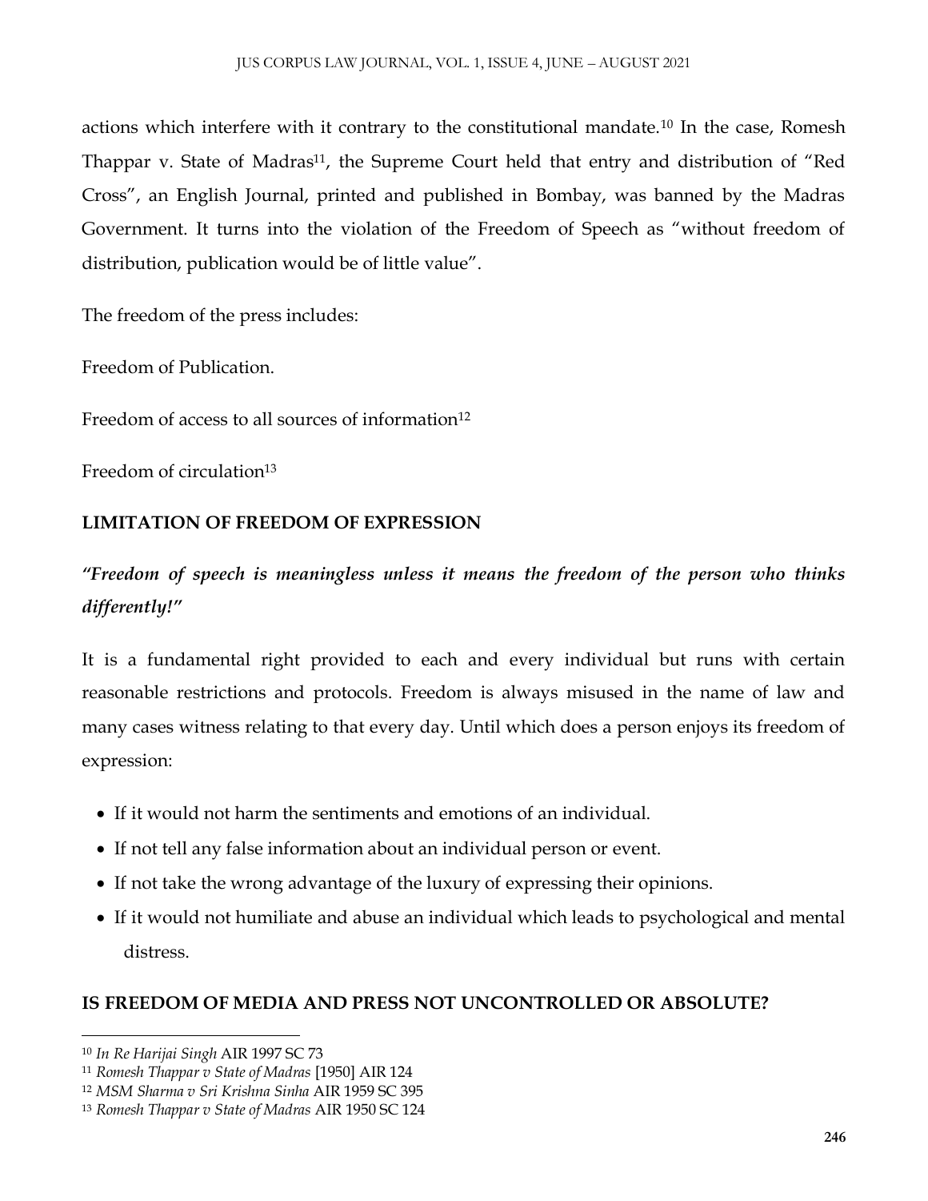actions which interfere with it contrary to the constitutional mandate.[10] In the case, Romesh Thappar v. State of Madras[11], the Supreme Court held that entry and distribution of "Red Cross", an English Journal, printed and published in Bombay, was banned by the Madras Government. It turns into the violation of the Freedom of Speech as "without freedom of distribution, publication would be of little value".

The freedom of the press includes:

Freedom of Publication.

Freedom of access to all sources of information[12]

Freedom of circulation[13]

## LIMITATION OF FREEDOM OF EXPRESSION

***"Freedom of speech is meaningless unless it means the freedom of the person who thinks differently!"***

It is a fundamental right provided to each and every individual but runs with certain reasonable restrictions and protocols. Freedom is always misused in the name of law and many cases witness relating to that every day. Until which does a person enjoys its freedom of expression:

- If it would not harm the sentiments and emotions of an individual.
- If not tell any false information about an individual person or event.
- If not take the wrong advantage of the luxury of expressing their opinions.
- If it would not humiliate and abuse an individual which leads to psychological and mental distress.

## IS FREEDOM OF MEDIA AND PRESS NOT UNCONTROLLED OR ABSOLUTE?

---

[10] *In Re Harijai Singh* AIR 1997 SC 73

[11] *Romesh Thappar v State of Madras* [1950] AIR 124

[12] *MSM Sharma v Sri Krishna Sinha* AIR 1959 SC 395

[13] *Romesh Thappar v State of Madras* AIR 1950 SC 124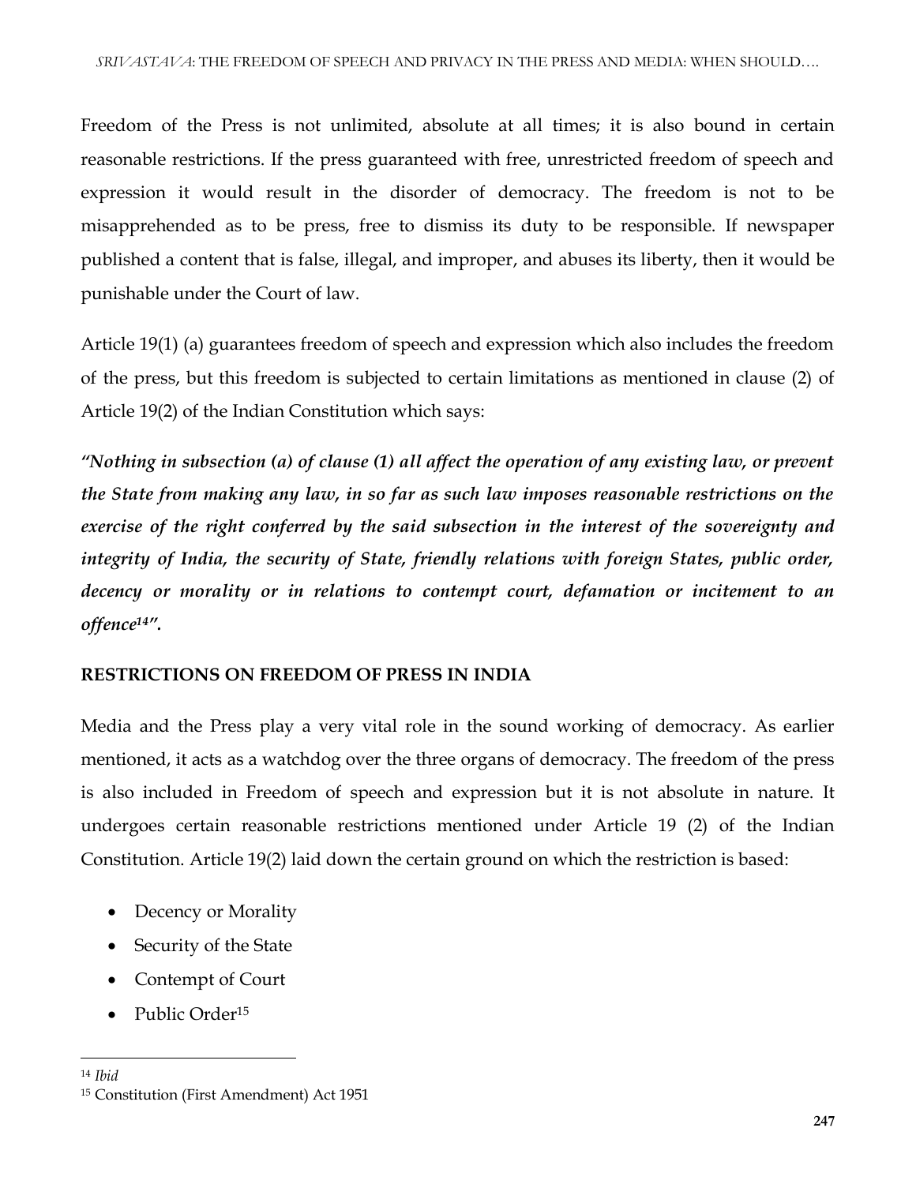Freedom of the Press is not unlimited, absolute at all times; it is also bound in certain reasonable restrictions. If the press guaranteed with free, unrestricted freedom of speech and expression it would result in the disorder of democracy. The freedom is not to be misapprehended as to be press, free to dismiss its duty to be responsible. If newspaper published a content that is false, illegal, and improper, and abuses its liberty, then it would be punishable under the Court of law.

Article 19(1) (a) guarantees freedom of speech and expression which also includes the freedom of the press, but this freedom is subjected to certain limitations as mentioned in clause (2) of Article 19(2) of the Indian Constitution which says:

***"Nothing in subsection (a) of clause (1) all affect the operation of any existing law, or prevent the State from making any law, in so far as such law imposes reasonable restrictions on the exercise of the right conferred by the said subsection in the interest of the sovereignty and integrity of India, the security of State, friendly relations with foreign States, public order, decency or morality or in relations to contempt court, defamation or incitement to an offence[14]".***

## RESTRICTIONS ON FREEDOM OF PRESS IN INDIA

Media and the Press play a very vital role in the sound working of democracy. As earlier mentioned, it acts as a watchdog over the three organs of democracy. The freedom of the press is also included in Freedom of speech and expression but it is not absolute in nature. It undergoes certain reasonable restrictions mentioned under Article 19 (2) of the Indian Constitution. Article 19(2) laid down the certain ground on which the restriction is based:

- Decency or Morality
- Security of the State
- Contempt of Court
- Public Order[15]

---

[14] *Ibid*

[15] Constitution (First Amendment) Act 1951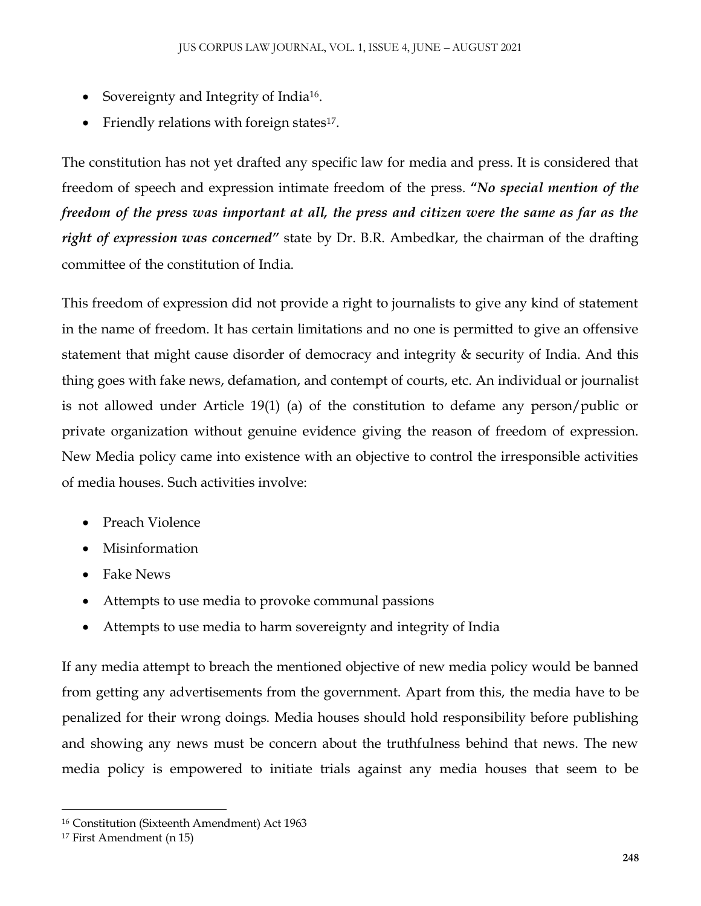- Sovereignty and Integrity of India[16].
- Friendly relations with foreign states[17].

The constitution has not yet drafted any specific law for media and press. It is considered that freedom of speech and expression intimate freedom of the press. ***"No special mention of the freedom of the press was important at all, the press and citizen were the same as far as the right of expression was concerned"*** state by Dr. B.R. Ambedkar, the chairman of the drafting committee of the constitution of India.

This freedom of expression did not provide a right to journalists to give any kind of statement in the name of freedom. It has certain limitations and no one is permitted to give an offensive statement that might cause disorder of democracy and integrity & security of India. And this thing goes with fake news, defamation, and contempt of courts, etc. An individual or journalist is not allowed under Article 19(1) (a) of the constitution to defame any person/public or private organization without genuine evidence giving the reason of freedom of expression. New Media policy came into existence with an objective to control the irresponsible activities of media houses. Such activities involve:

- Preach Violence
- Misinformation
- Fake News
- Attempts to use media to provoke communal passions
- Attempts to use media to harm sovereignty and integrity of India

If any media attempt to breach the mentioned objective of new media policy would be banned from getting any advertisements from the government. Apart from this, the media have to be penalized for their wrong doings. Media houses should hold responsibility before publishing and showing any news must be concern about the truthfulness behind that news. The new media policy is empowered to initiate trials against any media houses that seem to be

---

[16] Constitution (Sixteenth Amendment) Act 1963

[17] First Amendment (n 15)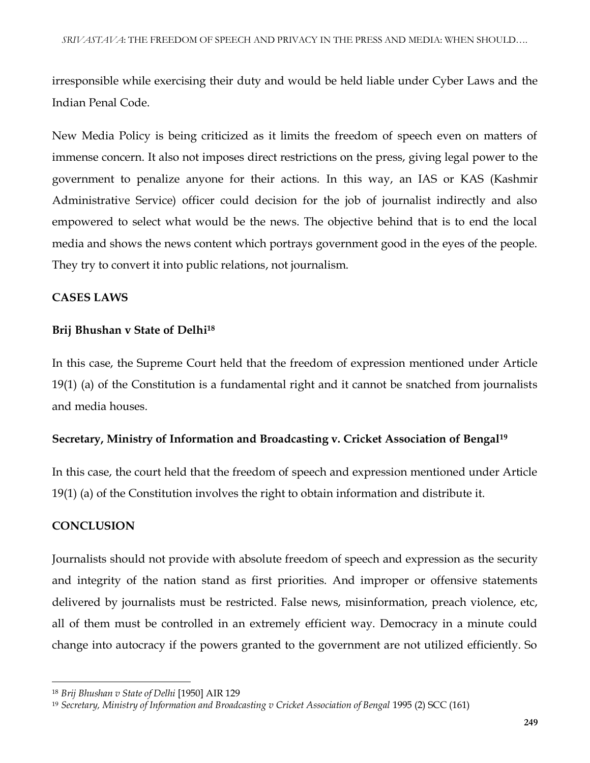irresponsible while exercising their duty and would be held liable under Cyber Laws and the Indian Penal Code.

New Media Policy is being criticized as it limits the freedom of speech even on matters of immense concern. It also not imposes direct restrictions on the press, giving legal power to the government to penalize anyone for their actions. In this way, an IAS or KAS (Kashmir Administrative Service) officer could decision for the job of journalist indirectly and also empowered to select what would be the news. The objective behind that is to end the local media and shows the news content which portrays government good in the eyes of the people. They try to convert it into public relations, not journalism.

## CASES LAWS

### Brij Bhushan v State of Delhi[18]

In this case, the Supreme Court held that the freedom of expression mentioned under Article 19(1) (a) of the Constitution is a fundamental right and it cannot be snatched from journalists and media houses.

### Secretary, Ministry of Information and Broadcasting v. Cricket Association of Bengal[19]

In this case, the court held that the freedom of speech and expression mentioned under Article 19(1) (a) of the Constitution involves the right to obtain information and distribute it.

## CONCLUSION

Journalists should not provide with absolute freedom of speech and expression as the security and integrity of the nation stand as first priorities. And improper or offensive statements delivered by journalists must be restricted. False news, misinformation, preach violence, etc, all of them must be controlled in an extremely efficient way. Democracy in a minute could change into autocracy if the powers granted to the government are not utilized efficiently. So

---

[18] *Brij Bhushan v State of Delhi* [1950] AIR 129

[19] *Secretary, Ministry of Information and Broadcasting v Cricket Association of Bengal* 1995 (2) SCC (161)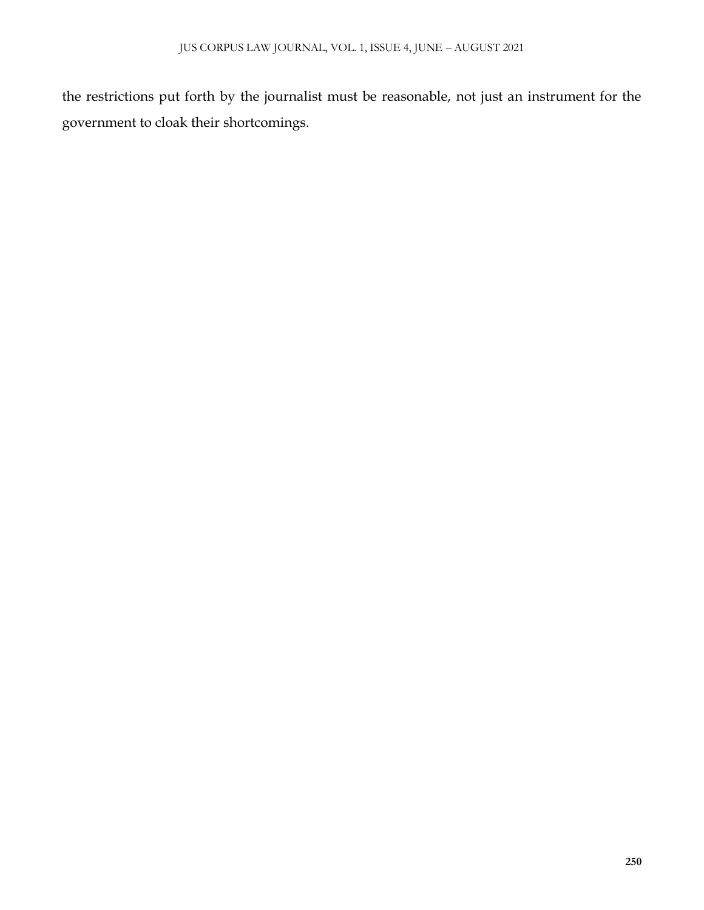the restrictions put forth by the journalist must be reasonable, not just an instrument for the government to cloak their shortcomings.